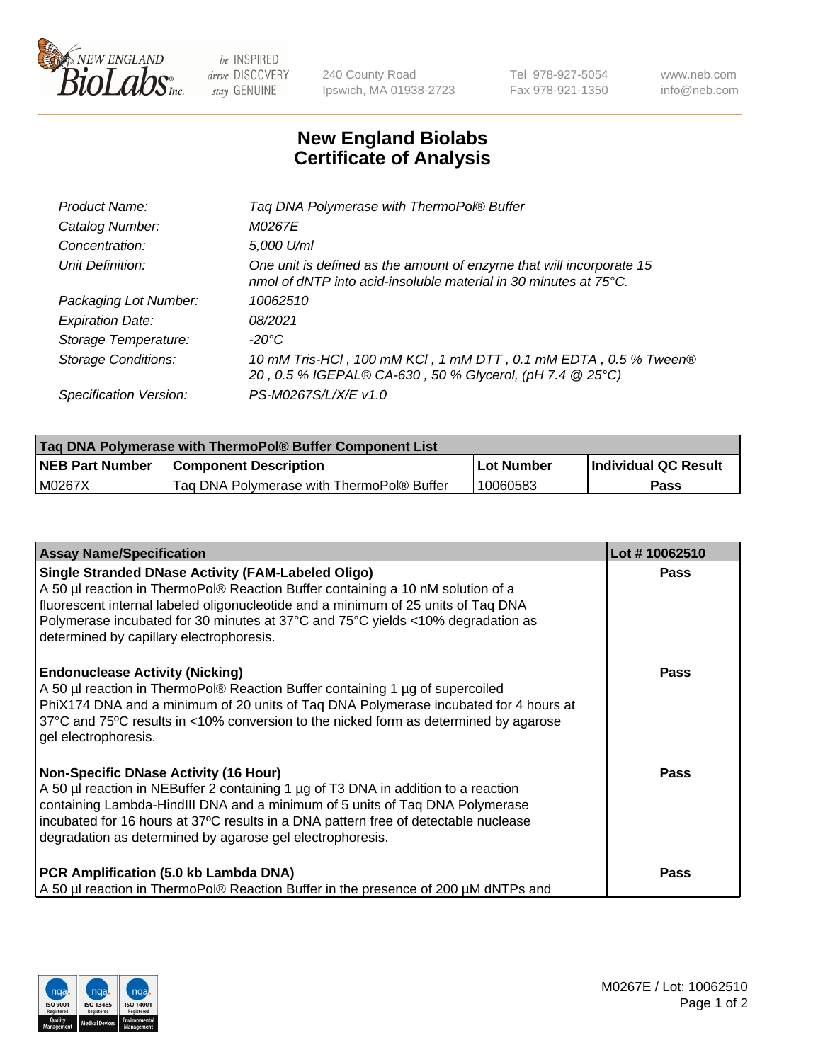# New England Biolabs
## Certificate of Analysis

| | |
|---|---|
| *Product Name:* | *Taq DNA Polymerase with ThermoPol® Buffer* |
| *Catalog Number:* | *M0267E* |
| *Concentration:* | *5,000 U/ml* |
| *Unit Definition:* | *One unit is defined as the amount of enzyme that will incorporate 15 nmol of dNTP into acid-insoluble material in 30 minutes at 75°C.* |
| *Packaging Lot Number:* | *10062510* |
| *Expiration Date:* | *08/2021* |
| *Storage Temperature:* | *-20°C* |
| *Storage Conditions:* | *10 mM Tris-HCl , 100 mM KCl , 1 mM DTT , 0.1 mM EDTA , 0.5 % Tween® 20 , 0.5 % IGEPAL® CA-630 , 50 % Glycerol, (pH 7.4 @ 25°C)* |
| *Specification Version:* | *PS-M0267S/L/X/E v1.0* |

| Taq DNA Polymerase with ThermoPol® Buffer Component List | | | |
|---|---|---|---|
| **NEB Part Number** | **Component Description** | **Lot Number** | **Individual QC Result** |
| M0267X | Taq DNA Polymerase with ThermoPol® Buffer | 10060583 | **Pass** |

| Assay Name/Specification | Lot # 10062510 |
|---|---|
| **Single Stranded DNase Activity (FAM-Labeled Oligo)**<br>A 50 µl reaction in ThermoPol® Reaction Buffer containing a 10 nM solution of a fluorescent internal labeled oligonucleotide and a minimum of 25 units of Taq DNA Polymerase incubated for 30 minutes at 37°C and 75°C yields <10% degradation as determined by capillary electrophoresis. | **Pass** |
| **Endonuclease Activity (Nicking)**<br>A 50 µl reaction in ThermoPol® Reaction Buffer containing 1 µg of supercoiled PhiX174 DNA and a minimum of 20 units of Taq DNA Polymerase incubated for 4 hours at 37°C and 75°C results in <10% conversion to the nicked form as determined by agarose gel electrophoresis. | **Pass** |
| **Non-Specific DNase Activity (16 Hour)**<br>A 50 µl reaction in NEBuffer 2 containing 1 µg of T3 DNA in addition to a reaction containing Lambda-HindIII DNA and a minimum of 5 units of Taq DNA Polymerase incubated for 16 hours at 37°C results in a DNA pattern free of detectable nuclease degradation as determined by agarose gel electrophoresis. | **Pass** |
| **PCR Amplification (5.0 kb Lambda DNA)**<br>A 50 µl reaction in ThermoPol® Reaction Buffer in the presence of 200 µM dNTPs and | **Pass** |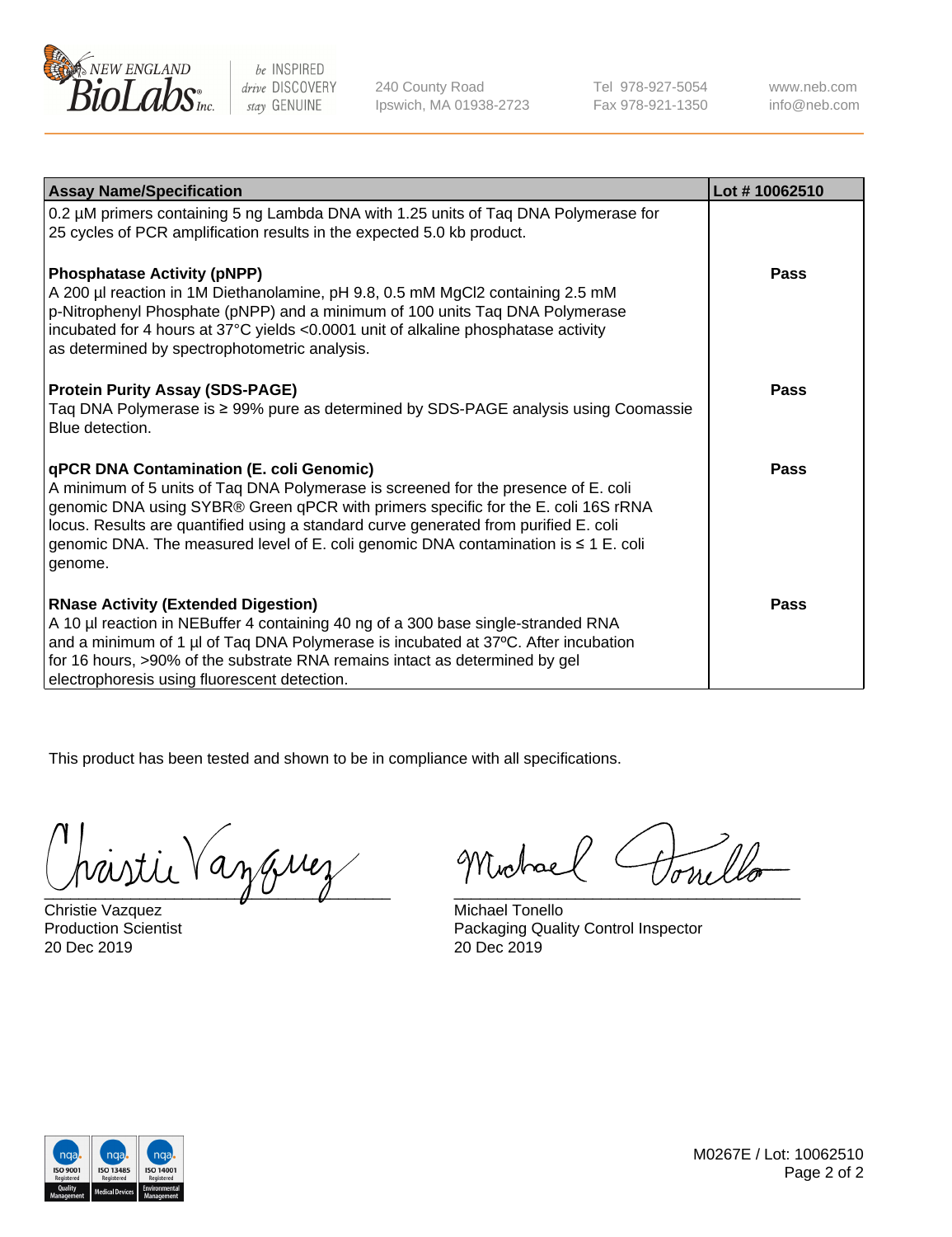| Assay Name/Specification | Lot # 10062510 |
|---|---|
| 0.2 µM primers containing 5 ng Lambda DNA with 1.25 units of Taq DNA Polymerase for 25 cycles of PCR amplification results in the expected 5.0 kb product. | |
| **Phosphatase Activity (pNPP)**<br>A 200 µl reaction in 1M Diethanolamine, pH 9.8, 0.5 mM $MgCl_2$ containing 2.5 mM p-Nitrophenyl Phosphate (pNPP) and a minimum of 100 units Taq DNA Polymerase incubated for 4 hours at 37°C yields <0.0001 unit of alkaline phosphatase activity as determined by spectrophotometric analysis. | **Pass** |
| **Protein Purity Assay (SDS-PAGE)**<br>Taq DNA Polymerase is ≥ 99% pure as determined by SDS-PAGE analysis using Coomassie Blue detection. | **Pass** |
| **qPCR DNA Contamination (E. coli Genomic)**<br>A minimum of 5 units of Taq DNA Polymerase is screened for the presence of E. coli genomic DNA using SYBR® Green qPCR with primers specific for the E. coli 16S rRNA locus. Results are quantified using a standard curve generated from purified E. coli genomic DNA. The measured level of E. coli genomic DNA contamination is ≤ 1 E. coli genome. | **Pass** |
| **RNase Activity (Extended Digestion)**<br>A 10 µl reaction in NEBuffer 4 containing 40 ng of a 300 base single-stranded RNA and a minimum of 1 µl of Taq DNA Polymerase is incubated at 37ºC. After incubation for 16 hours, >90% of the substrate RNA remains intact as determined by gel electrophoresis using fluorescent detection. | **Pass** |

This product has been tested and shown to be in compliance with all specifications.

Christie Vazquez
Production Scientist
20 Dec 2019

Michael Tonello
Packaging Quality Control Inspector
20 Dec 2019

M0267E / Lot: 10062510